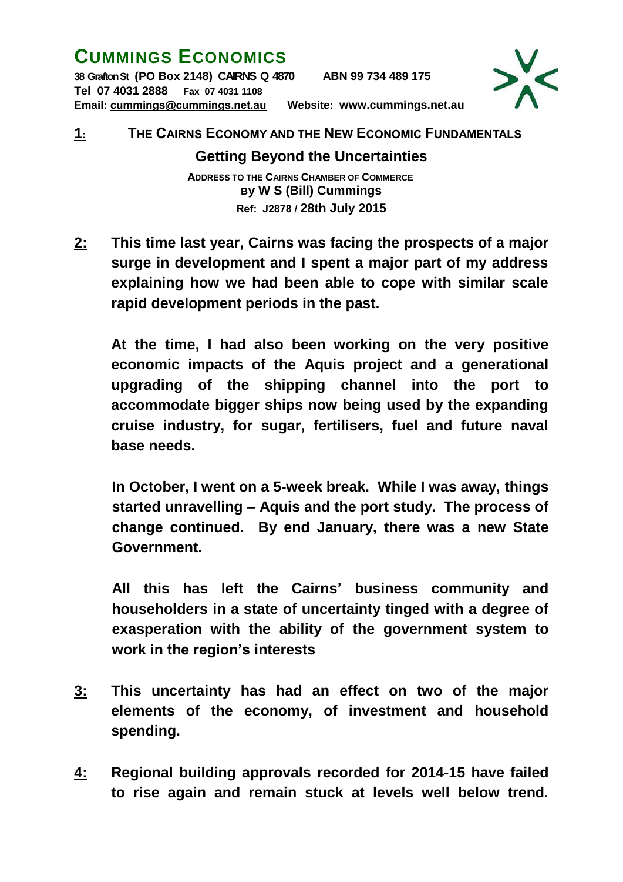# CUMMINGS ECONOMICS

**38 Grafton St (PO Box 2148) CAIRNS Q 4870 ABN 99 734 489 175**
**Tel 07 4031 2888 Fax 07 4031 1108**
**Email: cummings@cummings.net.au Website: www.cummings.net.au**

**1:** **THE CAIRNS ECONOMY AND THE NEW ECONOMIC FUNDAMENTALS**

## Getting Beyond the Uncertainties

**ADDRESS TO THE CAIRNS CHAMBER OF COMMERCE**
**BY W S (Bill) Cummings**
**Ref: J2878 / 28th July 2015**

**2:** **This time last year, Cairns was facing the prospects of a major surge in development and I spent a major part of my address explaining how we had been able to cope with similar scale rapid development periods in the past.**

**At the time, I had also been working on the very positive economic impacts of the Aquis project and a generational upgrading of the shipping channel into the port to accommodate bigger ships now being used by the expanding cruise industry, for sugar, fertilisers, fuel and future naval base needs.**

**In October, I went on a 5-week break. While I was away, things started unravelling – Aquis and the port study. The process of change continued. By end January, there was a new State Government.**

**All this has left the Cairns' business community and householders in a state of uncertainty tinged with a degree of exasperation with the ability of the government system to work in the region's interests**

**3:** **This uncertainty has had an effect on two of the major elements of the economy, of investment and household spending.**

**4:** **Regional building approvals recorded for 2014-15 have failed to rise again and remain stuck at levels well below trend.**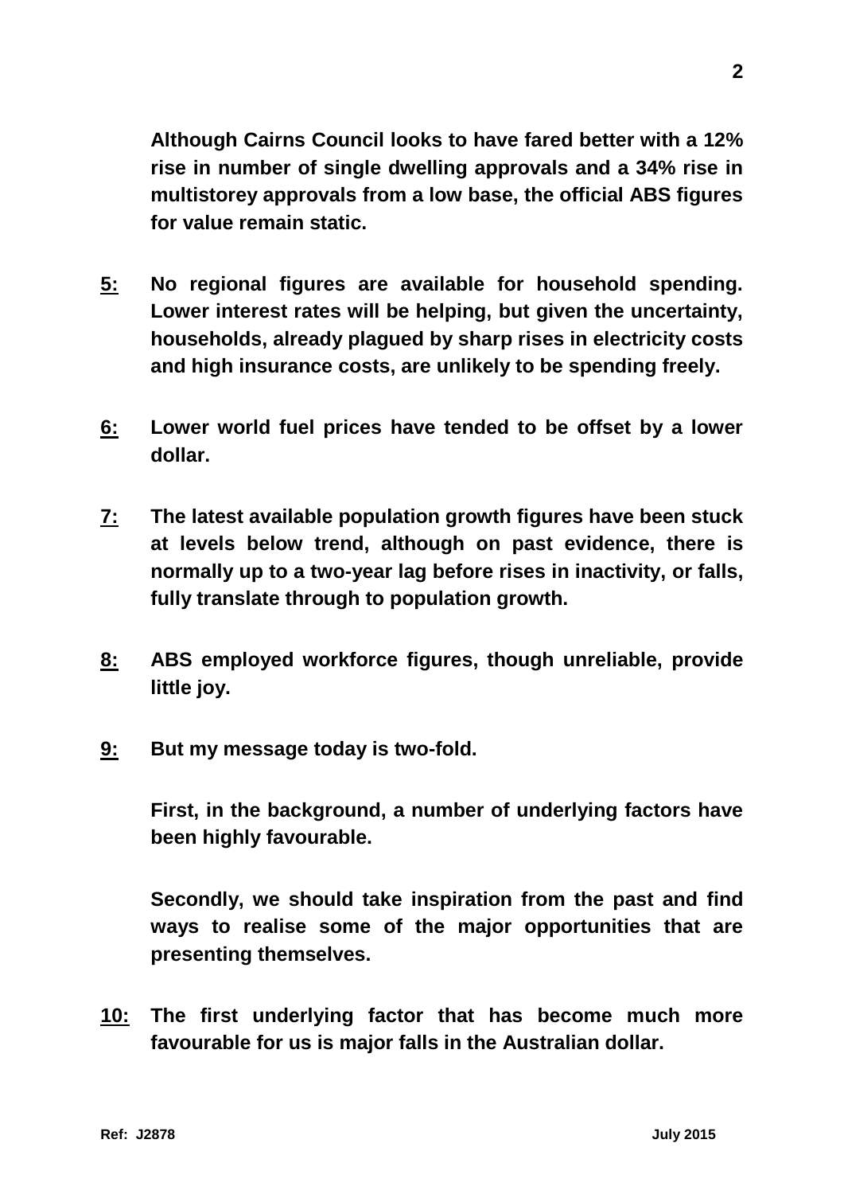**Although Cairns Council looks to have fared better with a 12% rise in number of single dwelling approvals and a 34% rise in multistorey approvals from a low base, the official ABS figures for value remain static.**

**<u>5:</u>** **No regional figures are available for household spending. Lower interest rates will be helping, but given the uncertainty, households, already plagued by sharp rises in electricity costs and high insurance costs, are unlikely to be spending freely.**

**<u>6:</u>** **Lower world fuel prices have tended to be offset by a lower dollar.**

**<u>7:</u>** **The latest available population growth figures have been stuck at levels below trend, although on past evidence, there is normally up to a two-year lag before rises in inactivity, or falls, fully translate through to population growth.**

**<u>8:</u>** **ABS employed workforce figures, though unreliable, provide little joy.**

**<u>9:</u>** **But my message today is two-fold.**

**First, in the background, a number of underlying factors have been highly favourable.**

**Secondly, we should take inspiration from the past and find ways to realise some of the major opportunities that are presenting themselves.**

**<u>10:</u>** **The first underlying factor that has become much more favourable for us is major falls in the Australian dollar.**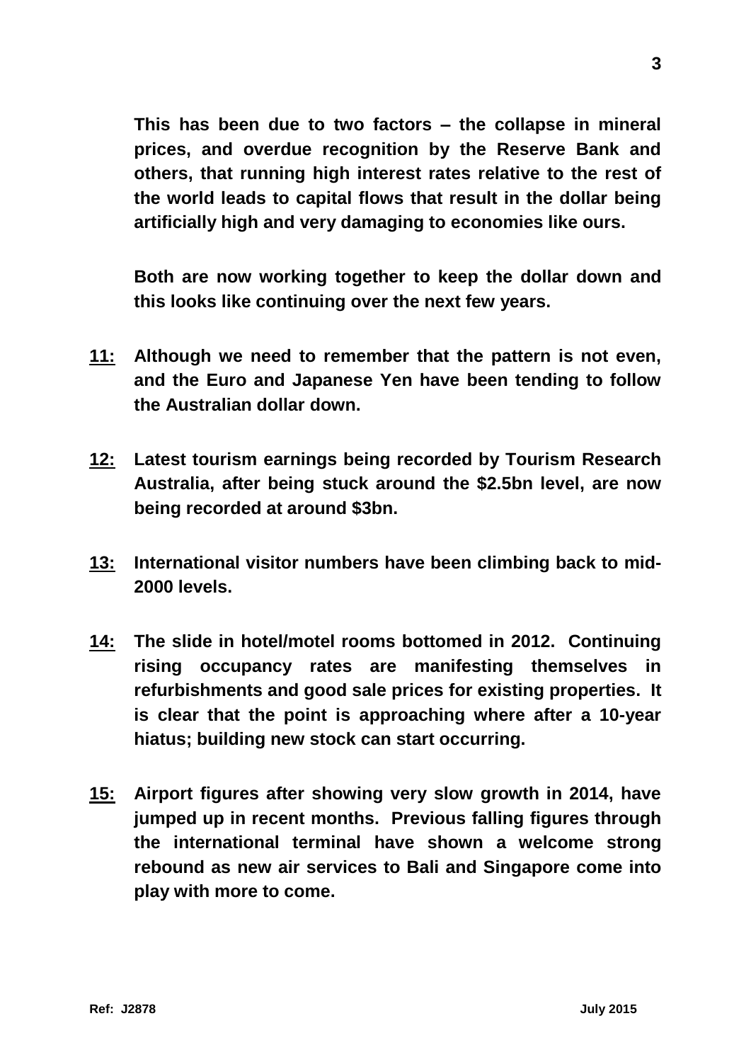**This has been due to two factors – the collapse in mineral prices, and overdue recognition by the Reserve Bank and others, that running high interest rates relative to the rest of the world leads to capital flows that result in the dollar being artificially high and very damaging to economies like ours.**

**Both are now working together to keep the dollar down and this looks like continuing over the next few years.**

**<u>11:</u>** **Although we need to remember that the pattern is not even, and the Euro and Japanese Yen have been tending to follow the Australian dollar down.**

**<u>12:</u>** **Latest tourism earnings being recorded by Tourism Research Australia, after being stuck around the $2.5bn level, are now being recorded at around $3bn.**

**<u>13:</u>** **International visitor numbers have been climbing back to mid-2000 levels.**

**<u>14:</u>** **The slide in hotel/motel rooms bottomed in 2012. Continuing rising occupancy rates are manifesting themselves in refurbishments and good sale prices for existing properties. It is clear that the point is approaching where after a 10-year hiatus; building new stock can start occurring.**

**<u>15:</u>** **Airport figures after showing very slow growth in 2014, have jumped up in recent months. Previous falling figures through the international terminal have shown a welcome strong rebound as new air services to Bali and Singapore come into play with more to come.**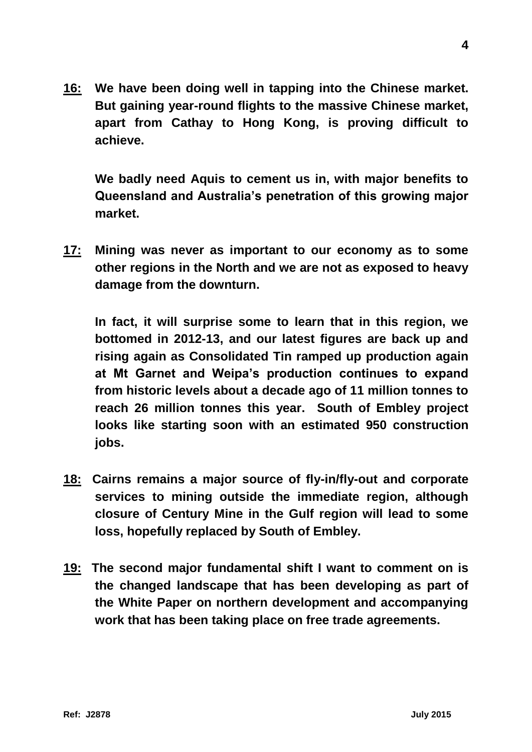**<u>16:</u> We have been doing well in tapping into the Chinese market. But gaining year-round flights to the massive Chinese market, apart from Cathay to Hong Kong, is proving difficult to achieve.**

**We badly need Aquis to cement us in, with major benefits to Queensland and Australia's penetration of this growing major market.**

**<u>17:</u> Mining was never as important to our economy as to some other regions in the North and we are not as exposed to heavy damage from the downturn.**

**In fact, it will surprise some to learn that in this region, we bottomed in 2012-13, and our latest figures are back up and rising again as Consolidated Tin ramped up production again at Mt Garnet and Weipa's production continues to expand from historic levels about a decade ago of 11 million tonnes to reach 26 million tonnes this year. South of Embley project looks like starting soon with an estimated 950 construction jobs.**

**<u>18:</u> Cairns remains a major source of fly-in/fly-out and corporate services to mining outside the immediate region, although closure of Century Mine in the Gulf region will lead to some loss, hopefully replaced by South of Embley.**

**<u>19:</u> The second major fundamental shift I want to comment on is the changed landscape that has been developing as part of the White Paper on northern development and accompanying work that has been taking place on free trade agreements.**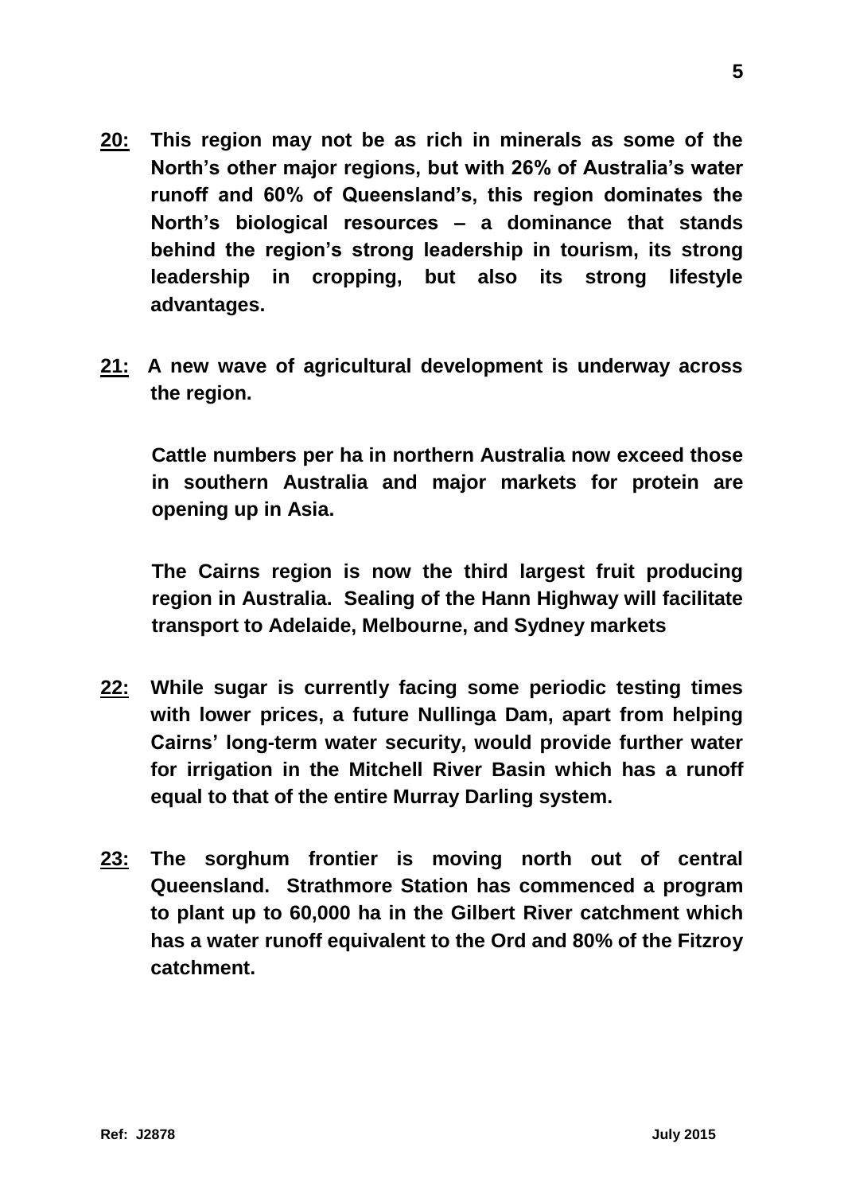**<u>20:</u>** **This region may not be as rich in minerals as some of the North's other major regions, but with 26% of Australia's water runoff and 60% of Queensland's, this region dominates the North's biological resources – a dominance that stands behind the region's strong leadership in tourism, its strong leadership in cropping, but also its strong lifestyle advantages.**

**<u>21:</u>** **A new wave of agricultural development is underway across the region.**

**Cattle numbers per ha in northern Australia now exceed those in southern Australia and major markets for protein are opening up in Asia.**

**The Cairns region is now the third largest fruit producing region in Australia. Sealing of the Hann Highway will facilitate transport to Adelaide, Melbourne, and Sydney markets**

**<u>22:</u>** **While sugar is currently facing some periodic testing times with lower prices, a future Nullinga Dam, apart from helping Cairns' long-term water security, would provide further water for irrigation in the Mitchell River Basin which has a runoff equal to that of the entire Murray Darling system.**

**<u>23:</u>** **The sorghum frontier is moving north out of central Queensland. Strathmore Station has commenced a program to plant up to 60,000 ha in the Gilbert River catchment which has a water runoff equivalent to the Ord and 80% of the Fitzroy catchment.**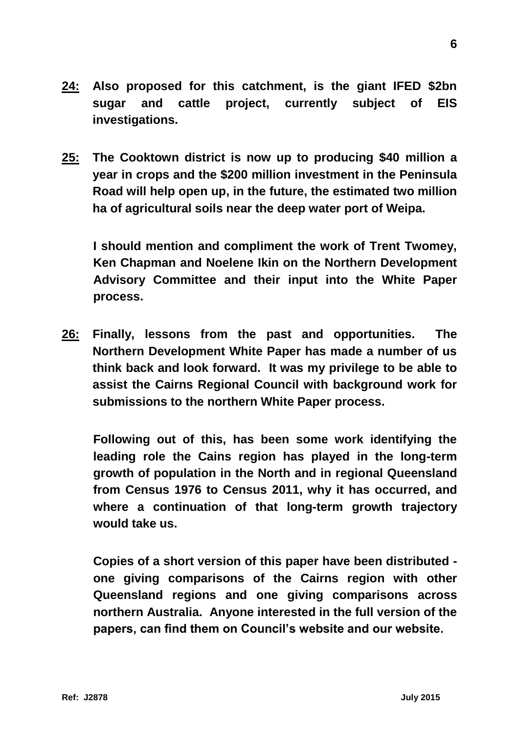**<u>24:</u>** **Also proposed for this catchment, is the giant IFED $2bn sugar and cattle project, currently subject of EIS investigations.**

**<u>25:</u>** **The Cooktown district is now up to producing $40 million a year in crops and the $200 million investment in the Peninsula Road will help open up, in the future, the estimated two million ha of agricultural soils near the deep water port of Weipa.**

**I should mention and compliment the work of Trent Twomey, Ken Chapman and Noelene Ikin on the Northern Development Advisory Committee and their input into the White Paper process.**

**<u>26:</u>** **Finally, lessons from the past and opportunities. The Northern Development White Paper has made a number of us think back and look forward. It was my privilege to be able to assist the Cairns Regional Council with background work for submissions to the northern White Paper process.**

**Following out of this, has been some work identifying the leading role the Cains region has played in the long-term growth of population in the North and in regional Queensland from Census 1976 to Census 2011, why it has occurred, and where a continuation of that long-term growth trajectory would take us.**

**Copies of a short version of this paper have been distributed - one giving comparisons of the Cairns region with other Queensland regions and one giving comparisons across northern Australia. Anyone interested in the full version of the papers, can find them on Council's website and our website.**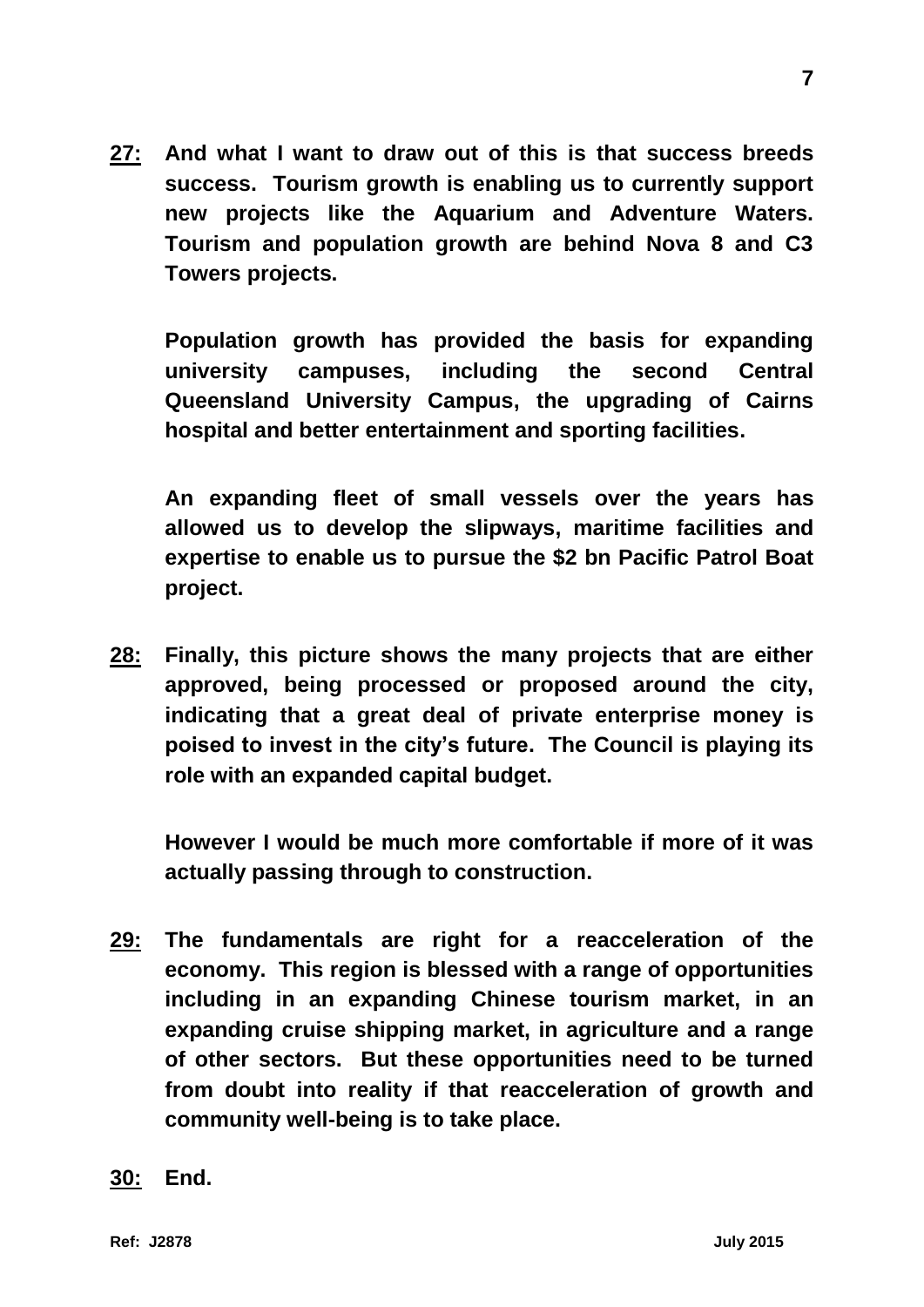**27:** **And what I want to draw out of this is that success breeds success. Tourism growth is enabling us to currently support new projects like the Aquarium and Adventure Waters. Tourism and population growth are behind Nova 8 and C3 Towers projects.**

**Population growth has provided the basis for expanding university campuses, including the second Central Queensland University Campus, the upgrading of Cairns hospital and better entertainment and sporting facilities.**

**An expanding fleet of small vessels over the years has allowed us to develop the slipways, maritime facilities and expertise to enable us to pursue the $2 bn Pacific Patrol Boat project.**

**28:** **Finally, this picture shows the many projects that are either approved, being processed or proposed around the city, indicating that a great deal of private enterprise money is poised to invest in the city's future. The Council is playing its role with an expanded capital budget.**

**However I would be much more comfortable if more of it was actually passing through to construction.**

**29:** **The fundamentals are right for a reacceleration of the economy. This region is blessed with a range of opportunities including in an expanding Chinese tourism market, in an expanding cruise shipping market, in agriculture and a range of other sectors. But these opportunities need to be turned from doubt into reality if that reacceleration of growth and community well-being is to take place.**

**30:** **End.**

**Ref: J2878** **July 2015**